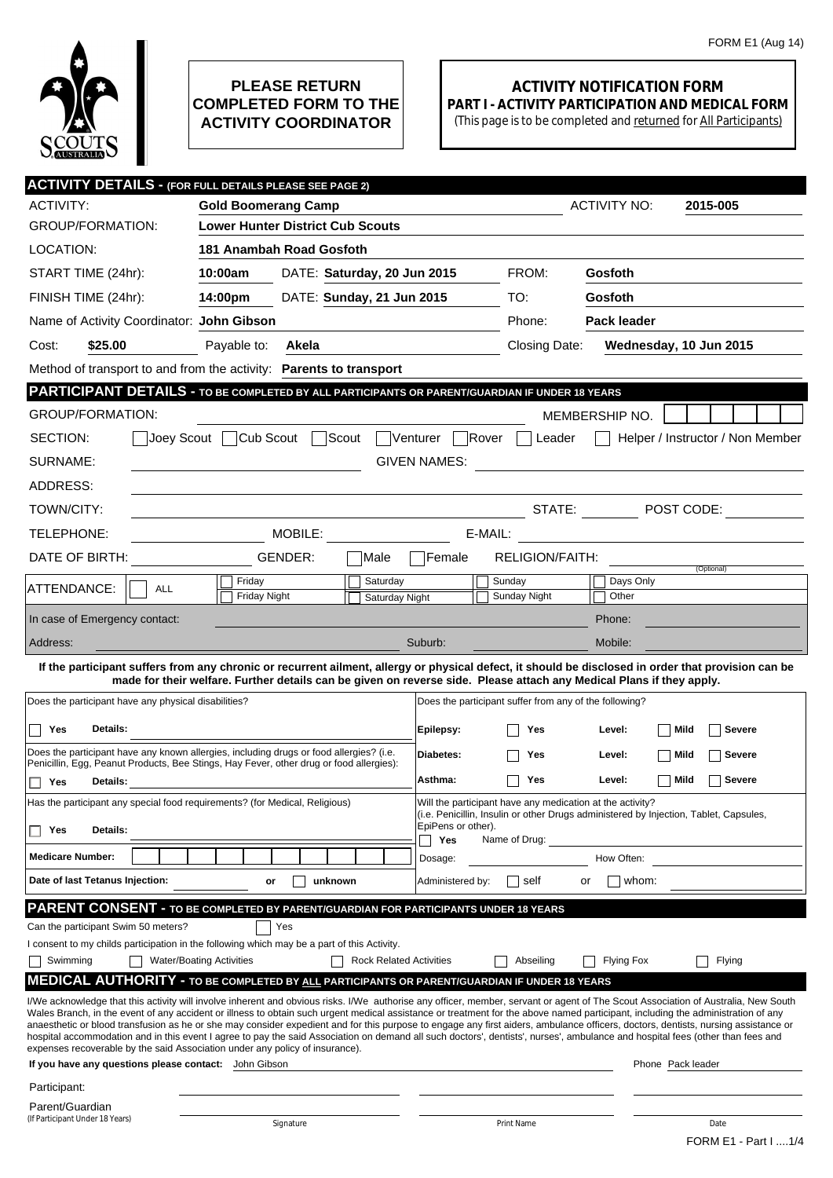FORM E1 (Aug 14)

**PLEASE RETURN COMPLETED FORM TO THE ACTIVITY COORDINATOR**

# ACTIVITY NOTIFICATION FORM

## PART I - ACTIVITY PARTICIPATION AND MEDICAL FORM

(This page is to be completed and returned for All Participants)

## ACTIVITY DETAILS - (FOR FULL DETAILS PLEASE SEE PAGE 2)

ACTIVITY: **Gold Boomerang Camp** ACTIVITY NO: **2015-005**

GROUP/FORMATION: **Lower Hunter District Cub Scouts**

LOCATION: **181 Anambah Road Gosfoth**

START TIME (24hr): **10:00am** DATE: **Saturday, 20 Jun 2015** FROM: **Gosfoth**

FINISH TIME (24hr): **14:00pm** DATE: **Sunday, 21 Jun 2015** TO: **Gosfoth**

Name of Activity Coordinator: **John Gibson** Phone: **Pack leader**

Cost: **$25.00** Payable to: **Akela** Closing Date: **Wednesday, 10 Jun 2015**

Method of transport to and from the activity: **Parents to transport**

## PARTICIPANT DETAILS - TO BE COMPLETED BY ALL PARTICIPANTS OR PARENT/GUARDIAN IF UNDER 18 YEARS

GROUP/FORMATION: ______ MEMBERSHIP NO. ______

SECTION: ☐ Joey Scout ☐ Cub Scout ☐ Scout ☐ Venturer ☐ Rover ☐ Leader ☐ Helper / Instructor / Non Member

SURNAME: ______ GIVEN NAMES: ______

ADDRESS: ______

TOWN/CITY: ______ STATE: ______ POST CODE: ______

TELEPHONE: ______ MOBILE: ______ E-MAIL: ______

DATE OF BIRTH: ______ GENDER: ☐ Male ☐ Female RELIGION/FAITH: ______ (Optional)

ATTENDANCE: ☐ ALL ☐ Friday ☐ Friday Night ☐ Saturday ☐ Saturday Night ☐ Sunday ☐ Sunday Night ☐ Days Only ☐ Other

In case of Emergency contact: ______ Phone: ______

Address: ______ Suburb: ______ Mobile: ______

**If the participant suffers from any chronic or recurrent ailment, allergy or physical defect, it should be disclosed in order that provision can be made for their welfare. Further details can be given on reverse side. Please attach any Medical Plans if they apply.**

Does the participant have any physical disabilities?

☐ **Yes** **Details:** ______

Does the participant have any known allergies, including drugs or food allergies? (i.e. Penicillin, Egg, Peanut Products, Bee Stings, Hay Fever, other drug or food allergies):

☐ **Yes** **Details:** ______

Has the participant any special food requirements? (for Medical, Religious)

☐ **Yes** **Details:** ______

**Medicare Number:** ______

**Date of last Tetanus Injection:** ______ **or** ☐ **unknown**

Does the participant suffer from any of the following?

| | | | | |
|---|---|---|---|---|
| **Epilepsy:** | ☐ **Yes** | **Level:** | ☐ **Mild** | ☐ **Severe** |
| **Diabetes:** | ☐ **Yes** | **Level:** | ☐ **Mild** | ☐ **Severe** |
| **Asthma:** | ☐ **Yes** | **Level:** | ☐ **Mild** | ☐ **Severe** |

Will the participant have any medication at the activity? (i.e. Penicillin, Insulin or other Drugs administered by Injection, Tablet, Capsules, EpiPens or other).

☐ **Yes** Name of Drug: ______

Dosage: ______ How Often: ______

Administered by: ☐ self or ☐ whom: ______

## PARENT CONSENT - TO BE COMPLETED BY PARENT/GUARDIAN FOR PARTICIPANTS UNDER 18 YEARS

Can the participant Swim 50 meters? ☐ Yes

I consent to my childs participation in the following which may be a part of this Activity.

☐ Swimming ☐ Water/Boating Activities ☐ Rock Related Activities ☐ Abseiling ☐ Flying Fox ☐ Flying

## MEDICAL AUTHORITY - TO BE COMPLETED BY ALL PARTICIPANTS OR PARENT/GUARDIAN IF UNDER 18 YEARS

I/We acknowledge that this activity will involve inherent and obvious risks. I/We authorise any officer, member, servant or agent of The Scout Association of Australia, New South Wales Branch, in the event of any accident or illness to obtain such urgent medical assistance or treatment for the above named participant, including the administration of any anaesthetic or blood transfusion as he or she may consider expedient and for this purpose to engage any first aiders, ambulance officers, doctors, dentists, nursing assistance or hospital accommodation and in this event I agree to pay the said Association on demand all such doctors', dentists', nurses', ambulance and hospital fees (other than fees and expenses recoverable by the said Association under any policy of insurance).

**If you have any questions please contact:** John Gibson Phone Pack leader

| | Signature | Print Name | Date |
|---|---|---|---|
| Participant: | | | |
| Parent/Guardian (If Participant Under 18 Years) | | | |

FORM E1 - Part I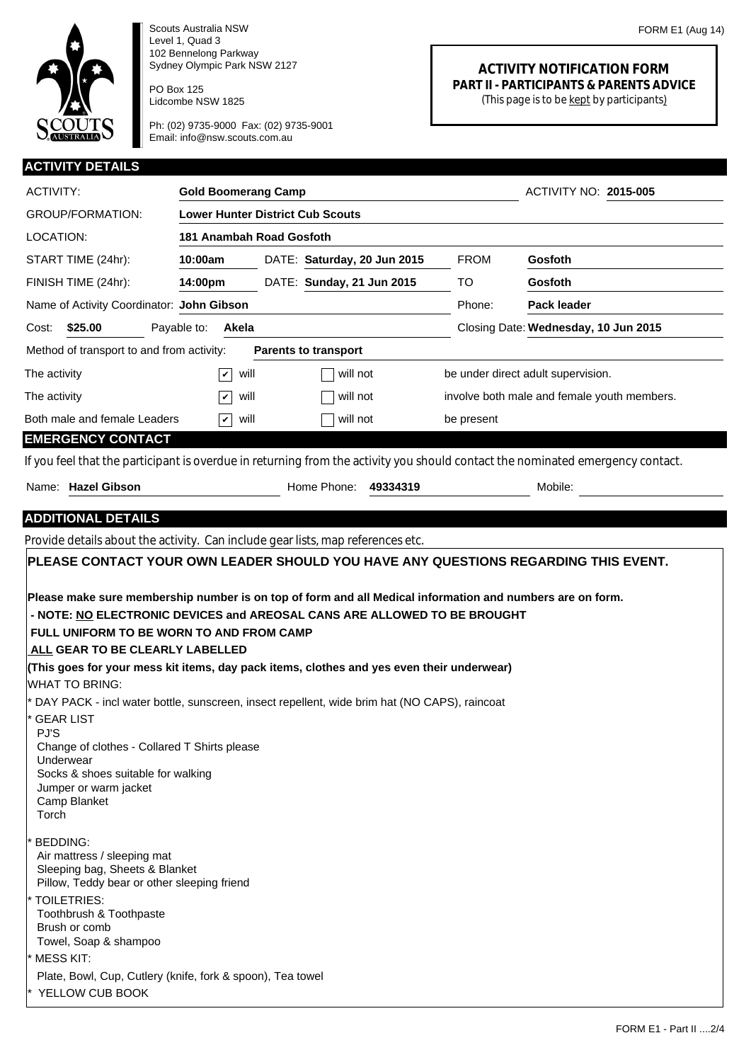Scouts Australia NSW
Level 1, Quad 3
102 Bennelong Parkway
Sydney Olympic Park NSW 2127

PO Box 125
Lidcombe NSW 1825

Ph: (02) 9735-9000 Fax: (02) 9735-9001
Email: info@nsw.scouts.com.au

FORM E1 (Aug 14)

## ACTIVITY NOTIFICATION FORM
**PART II - PARTICIPANTS & PARENTS ADVICE**
*(This page is to be kept by participants)*

## ACTIVITY DETAILS

| | | | | | |
|---|---|---|---|---|---|
| ACTIVITY: | **Gold Boomerang Camp** | | | ACTIVITY NO: | **2015-005** |
| GROUP/FORMATION: | **Lower Hunter District Cub Scouts** | | | | |
| LOCATION: | **181 Anambah Road Gosfoth** | | | | |
| START TIME (24hr): | **10:00am** | DATE: **Saturday, 20 Jun 2015** | FROM | **Gosfoth** | |
| FINISH TIME (24hr): | **14:00pm** | DATE: **Sunday, 21 Jun 2015** | TO | **Gosfoth** | |
| Name of Activity Coordinator: | **John Gibson** | | Phone: | **Pack leader** | |
| Cost: **$25.00** | Payable to: **Akela** | | Closing Date: | **Wednesday, 10 Jun 2015** | |

Method of transport to and from activity: **Parents to transport**

| | | | |
|---|---|---|---|
| The activity | ☑ will | ☐ will not | be under direct adult supervision. |
| The activity | ☑ will | ☐ will not | involve both male and female youth members. |
| Both male and female Leaders | ☑ will | ☐ will not | be present |

## EMERGENCY CONTACT

If you feel that the participant is overdue in returning from the activity you should contact the nominated emergency contact.

Name: **Hazel Gibson** Home Phone: **49334319** Mobile:

## ADDITIONAL DETAILS

Provide details about the activity. Can include gear lists, map references etc.

**PLEASE CONTACT YOUR OWN LEADER SHOULD YOU HAVE ANY QUESTIONS REGARDING THIS EVENT.**

**Please make sure membership number is on top of form and all Medical information and numbers are on form.**
**- NOTE: NO ELECTRONIC DEVICES and AREOSAL CANS ARE ALLOWED TO BE BROUGHT**
**FULL UNIFORM TO BE WORN TO AND FROM CAMP**
**ALL GEAR TO BE CLEARLY LABELLED**
**(This goes for your mess kit items, day pack items, clothes and yes even their underwear)**

WHAT TO BRING:

* DAY PACK - incl water bottle, sunscreen, insect repellent, wide brim hat (NO CAPS), raincoat
* GEAR LIST
  PJ'S
  Change of clothes - Collared T Shirts please
  Underwear
  Socks & shoes suitable for walking
  Jumper or warm jacket
  Camp Blanket
  Torch
* BEDDING:
  Air mattress / sleeping mat
  Sleeping bag, Sheets & Blanket
  Pillow, Teddy bear or other sleeping friend
* TOILETRIES:
  Toothbrush & Toothpaste
  Brush or comb
  Towel, Soap & shampoo
* MESS KIT:
  Plate, Bowl, Cup, Cutlery (knife, fork & spoon), Tea towel
* YELLOW CUB BOOK

FORM E1 - Part II ....2/4